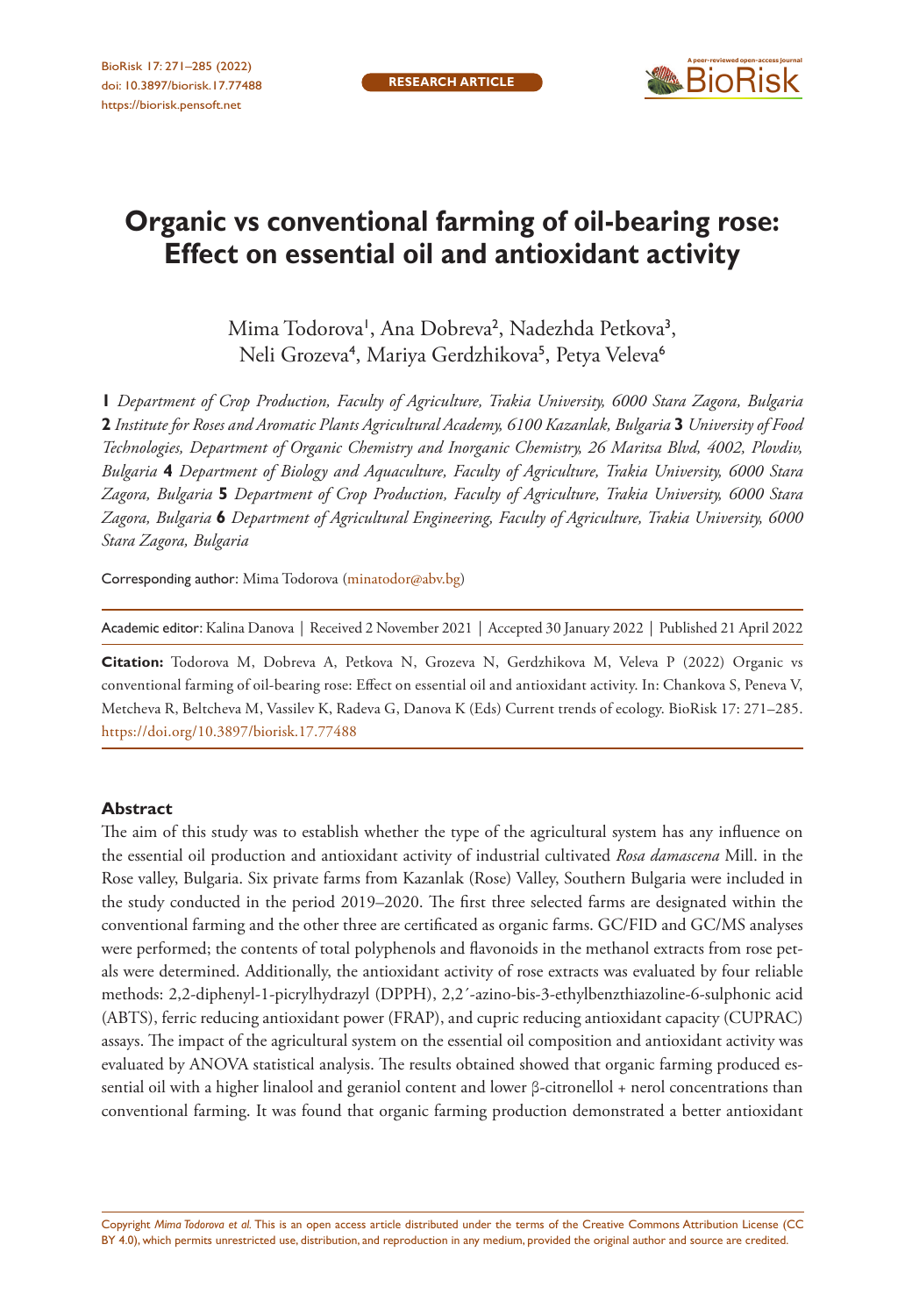# Organic vs conventional farming of oil-bearing rose: Effect on essential oil and antioxidant activity

Mima Todorova[1], Ana Dobreva[2], Nadezhda Petkova[3], Neli Grozeva[4], Mariya Gerdzhikova[5], Petya Veleva[6]

**1** *Department of Crop Production, Faculty of Agriculture, Trakia University, 6000 Stara Zagora, Bulgaria* **2** *Institute for Roses and Aromatic Plants Agricultural Academy, 6100 Kazanlak, Bulgaria* **3** *University of Food Technologies, Department of Organic Chemistry and Inorganic Chemistry, 26 Maritsa Blvd, 4002, Plovdiv, Bulgaria* **4** *Department of Biology and Aquaculture, Faculty of Agriculture, Trakia University, 6000 Stara Zagora, Bulgaria* **5** *Department of Crop Production, Faculty of Agriculture, Trakia University, 6000 Stara Zagora, Bulgaria* **6** *Department of Agricultural Engineering, Faculty of Agriculture, Trakia University, 6000 Stara Zagora, Bulgaria*

Corresponding author: Mima Todorova (minatodor@abv.bg)

Academic editor: Kalina Danova | Received 2 November 2021 | Accepted 30 January 2022 | Published 21 April 2022

**Citation:** Todorova M, Dobreva A, Petkova N, Grozeva N, Gerdzhikova M, Veleva P (2022) Organic vs conventional farming of oil-bearing rose: Effect on essential oil and antioxidant activity. In: Chankova S, Peneva V, Metcheva R, Beltcheva M, Vassilev K, Radeva G, Danova K (Eds) Current trends of ecology. BioRisk 17: 271–285. https://doi.org/10.3897/biorisk.17.77488

## Abstract

The aim of this study was to establish whether the type of the agricultural system has any influence on the essential oil production and antioxidant activity of industrial cultivated *Rosa damascena* Mill. in the Rose valley, Bulgaria. Six private farms from Kazanlak (Rose) Valley, Southern Bulgaria were included in the study conducted in the period 2019–2020. The first three selected farms are designated within the conventional farming and the other three are certificated as organic farms. GC/FID and GC/MS analyses were performed; the contents of total polyphenols and flavonoids in the methanol extracts from rose petals were determined. Additionally, the antioxidant activity of rose extracts was evaluated by four reliable methods: 2,2-diphenyl-1-picrylhydrazyl (DPPH), 2,2´-azino-bis-3-ethylbenzthiazoline-6-sulphonic acid (ABTS), ferric reducing antioxidant power (FRAP), and cupric reducing antioxidant capacity (CUPRAC) assays. The impact of the agricultural system on the essential oil composition and antioxidant activity was evaluated by ANOVA statistical analysis. The results obtained showed that organic farming produced essential oil with a higher linalool and geraniol content and lower β-citronellol + nerol concentrations than conventional farming. It was found that organic farming production demonstrated a better antioxidant

Copyright *Mima Todorova et al.* This is an open access article distributed under the terms of the Creative Commons Attribution License (CC BY 4.0), which permits unrestricted use, distribution, and reproduction in any medium, provided the original author and source are credited.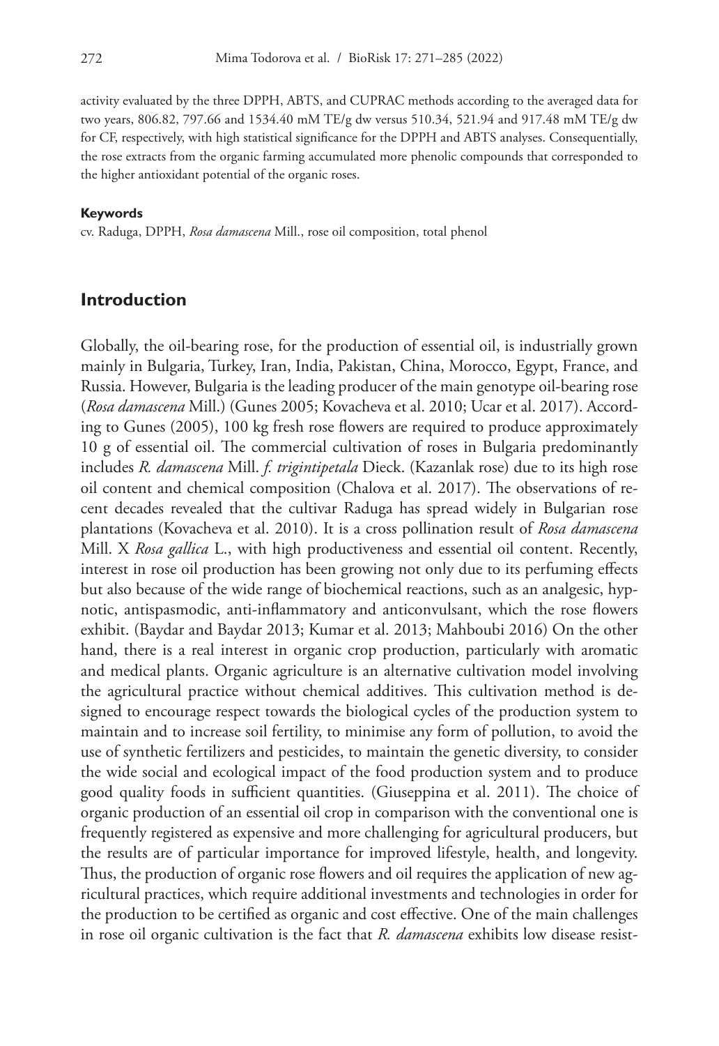activity evaluated by the three DPPH, ABTS, and CUPRAC methods according to the averaged data for two years, 806.82, 797.66 and 1534.40 mM TE/g dw versus 510.34, 521.94 and 917.48 mM TE/g dw for CF, respectively, with high statistical significance for the DPPH and ABTS analyses. Consequentially, the rose extracts from the organic farming accumulated more phenolic compounds that corresponded to the higher antioxidant potential of the organic roses.

#### Keywords

cv. Raduga, DPPH, *Rosa damascena* Mill., rose oil composition, total phenol

## Introduction

Globally, the oil-bearing rose, for the production of essential oil, is industrially grown mainly in Bulgaria, Turkey, Iran, India, Pakistan, China, Morocco, Egypt, France, and Russia. However, Bulgaria is the leading producer of the main genotype oil-bearing rose (*Rosa damascena* Mill.) (Gunes 2005; Kovacheva et al. 2010; Ucar et al. 2017). According to Gunes (2005), 100 kg fresh rose flowers are required to produce approximately 10 g of essential oil. The commercial cultivation of roses in Bulgaria predominantly includes *R. damascena* Mill. *f. trigintipetala* Dieck. (Kazanlak rose) due to its high rose oil content and chemical composition (Chalova et al. 2017). The observations of recent decades revealed that the cultivar Raduga has spread widely in Bulgarian rose plantations (Kovacheva et al. 2010). It is a cross pollination result of *Rosa damascena* Mill. X *Rosa gallica* L., with high productiveness and essential oil content. Recently, interest in rose oil production has been growing not only due to its perfuming effects but also because of the wide range of biochemical reactions, such as an analgesic, hypnotic, antispasmodic, anti-inflammatory and anticonvulsant, which the rose flowers exhibit. (Baydar and Baydar 2013; Kumar et al. 2013; Mahboubi 2016) On the other hand, there is a real interest in organic crop production, particularly with aromatic and medical plants. Organic agriculture is an alternative cultivation model involving the agricultural practice without chemical additives. This cultivation method is designed to encourage respect towards the biological cycles of the production system to maintain and to increase soil fertility, to minimise any form of pollution, to avoid the use of synthetic fertilizers and pesticides, to maintain the genetic diversity, to consider the wide social and ecological impact of the food production system and to produce good quality foods in sufficient quantities. (Giuseppina et al. 2011). The choice of organic production of an essential oil crop in comparison with the conventional one is frequently registered as expensive and more challenging for agricultural producers, but the results are of particular importance for improved lifestyle, health, and longevity. Thus, the production of organic rose flowers and oil requires the application of new agricultural practices, which require additional investments and technologies in order for the production to be certified as organic and cost effective. One of the main challenges in rose oil organic cultivation is the fact that *R. damascena* exhibits low disease resist-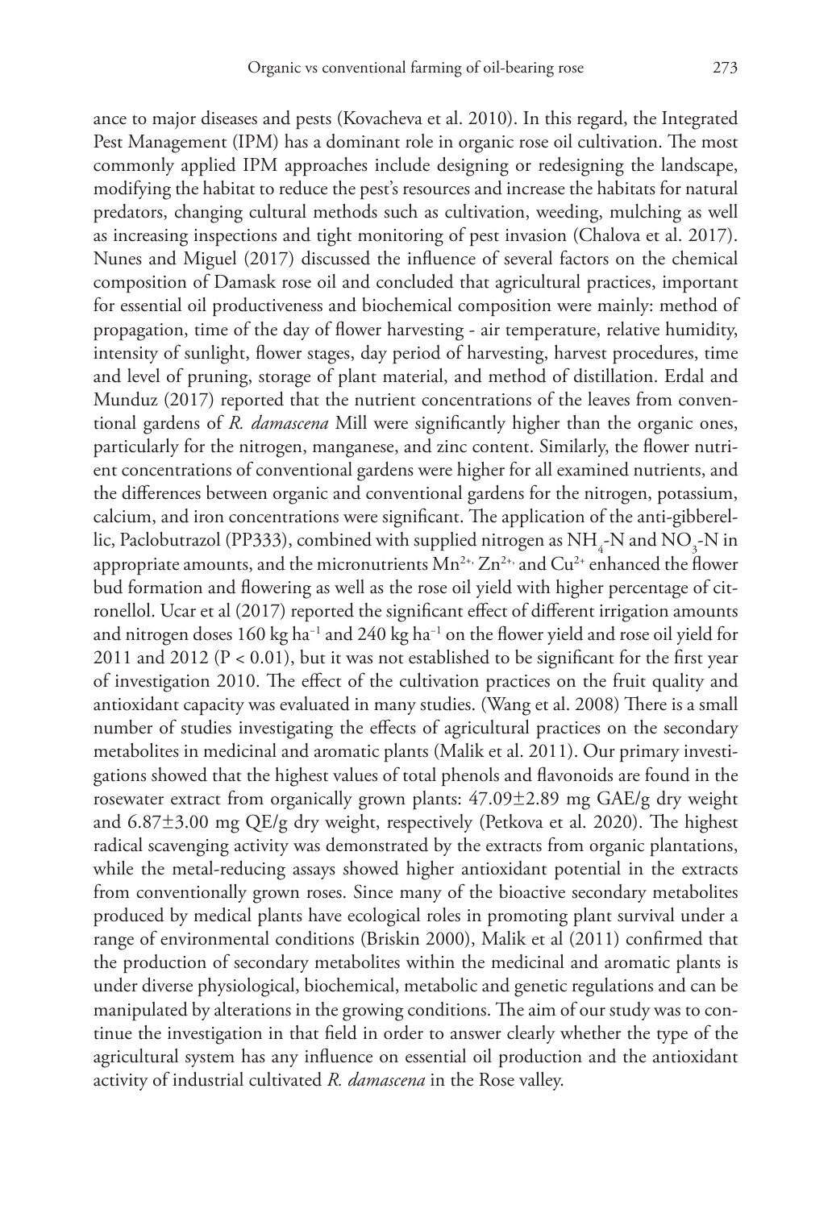ance to major diseases and pests (Kovacheva et al. 2010). In this regard, the Integrated Pest Management (IPM) has a dominant role in organic rose oil cultivation. The most commonly applied IPM approaches include designing or redesigning the landscape, modifying the habitat to reduce the pest's resources and increase the habitats for natural predators, changing cultural methods such as cultivation, weeding, mulching as well as increasing inspections and tight monitoring of pest invasion (Chalova et al. 2017). Nunes and Miguel (2017) discussed the influence of several factors on the chemical composition of Damask rose oil and concluded that agricultural practices, important for essential oil productiveness and biochemical composition were mainly: method of propagation, time of the day of flower harvesting - air temperature, relative humidity, intensity of sunlight, flower stages, day period of harvesting, harvest procedures, time and level of pruning, storage of plant material, and method of distillation. Erdal and Munduz (2017) reported that the nutrient concentrations of the leaves from conventional gardens of *R. damascena* Mill were significantly higher than the organic ones, particularly for the nitrogen, manganese, and zinc content. Similarly, the flower nutrient concentrations of conventional gardens were higher for all examined nutrients, and the differences between organic and conventional gardens for the nitrogen, potassium, calcium, and iron concentrations were significant. The application of the anti-gibberellic, Paclobutrazol (PP333), combined with supplied nitrogen as $NH_4$-N and $NO_3$-N in appropriate amounts, and the micronutrients $Mn^{2+}$, $Zn^{2+}$, and $Cu^{2+}$ enhanced the flower bud formation and flowering as well as the rose oil yield with higher percentage of citronellol. Ucar et al (2017) reported the significant effect of different irrigation amounts and nitrogen doses 160 kg ha$^{-1}$ and 240 kg ha$^{-1}$ on the flower yield and rose oil yield for 2011 and 2012 ($P < 0.01$), but it was not established to be significant for the first year of investigation 2010. The effect of the cultivation practices on the fruit quality and antioxidant capacity was evaluated in many studies. (Wang et al. 2008) There is a small number of studies investigating the effects of agricultural practices on the secondary metabolites in medicinal and aromatic plants (Malik et al. 2011). Our primary investigations showed that the highest values of total phenols and flavonoids are found in the rosewater extract from organically grown plants: 47.09±2.89 mg GAE/g dry weight and 6.87±3.00 mg QE/g dry weight, respectively (Petkova et al. 2020). The highest radical scavenging activity was demonstrated by the extracts from organic plantations, while the metal-reducing assays showed higher antioxidant potential in the extracts from conventionally grown roses. Since many of the bioactive secondary metabolites produced by medical plants have ecological roles in promoting plant survival under a range of environmental conditions (Briskin 2000), Malik et al (2011) confirmed that the production of secondary metabolites within the medicinal and aromatic plants is under diverse physiological, biochemical, metabolic and genetic regulations and can be manipulated by alterations in the growing conditions. The aim of our study was to continue the investigation in that field in order to answer clearly whether the type of the agricultural system has any influence on essential oil production and the antioxidant activity of industrial cultivated *R. damascena* in the Rose valley.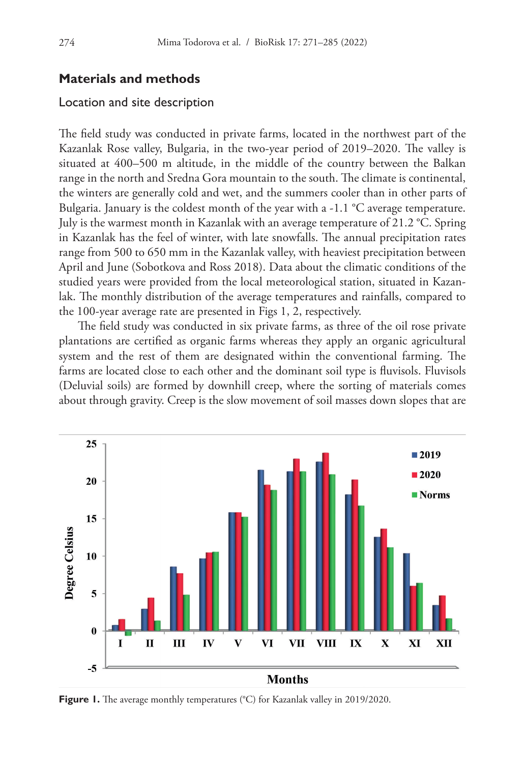## Materials and methods

### Location and site description

The field study was conducted in private farms, located in the northwest part of the Kazanlak Rose valley, Bulgaria, in the two-year period of 2019–2020. The valley is situated at 400–500 m altitude, in the middle of the country between the Balkan range in the north and Sredna Gora mountain to the south. The climate is continental, the winters are generally cold and wet, and the summers cooler than in other parts of Bulgaria. January is the coldest month of the year with a -1.1 °C average temperature. July is the warmest month in Kazanlak with an average temperature of 21.2 °C. Spring in Kazanlak has the feel of winter, with late snowfalls. The annual precipitation rates range from 500 to 650 mm in the Kazanlak valley, with heaviest precipitation between April and June (Sobotkova and Ross 2018). Data about the climatic conditions of the studied years were provided from the local meteorological station, situated in Kazanlak. The monthly distribution of the average temperatures and rainfalls, compared to the 100-year average rate are presented in Figs 1, 2, respectively.

The field study was conducted in six private farms, as three of the oil rose private plantations are certified as organic farms whereas they apply an organic agricultural system and the rest of them are designated within the conventional farming. The farms are located close to each other and the dominant soil type is fluvisols. Fluvisols (Deluvial soils) are formed by downhill creep, where the sorting of materials comes about through gravity. Creep is the slow movement of soil masses down slopes that are

**Figure 1.** The average monthly temperatures (°C) for Kazanlak valley in 2019/2020.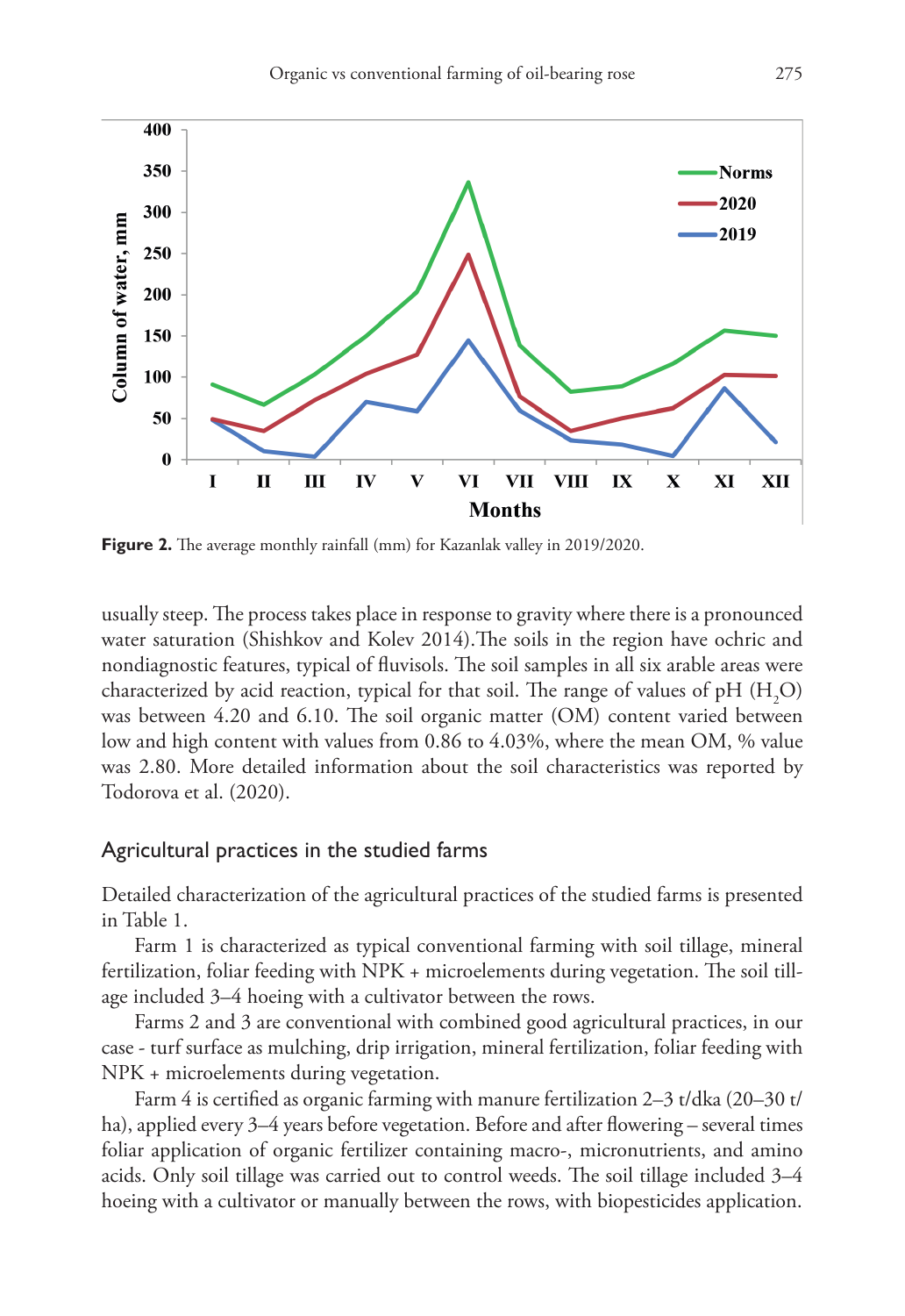**Figure 2.** The average monthly rainfall (mm) for Kazanlak valley in 2019/2020.

usually steep. The process takes place in response to gravity where there is a pronounced water saturation (Shishkov and Kolev 2014).The soils in the region have ochric and nondiagnostic features, typical of fluvisols. The soil samples in all six arable areas were characterized by acid reaction, typical for that soil. The range of values of pH ($H_2O$) was between 4.20 and 6.10. The soil organic matter (OM) content varied between low and high content with values from 0.86 to 4.03%, where the mean OM, % value was 2.80. More detailed information about the soil characteristics was reported by Todorova et al. (2020).

## Agricultural practices in the studied farms

Detailed characterization of the agricultural practices of the studied farms is presented in Table 1.

Farm 1 is characterized as typical conventional farming with soil tillage, mineral fertilization, foliar feeding with NPK + microelements during vegetation. The soil tillage included 3–4 hoeing with a cultivator between the rows.

Farms 2 and 3 are conventional with combined good agricultural practices, in our case - turf surface as mulching, drip irrigation, mineral fertilization, foliar feeding with NPK + microelements during vegetation.

Farm 4 is certified as organic farming with manure fertilization 2–3 t/dka (20–30 t/ha), applied every 3–4 years before vegetation. Before and after flowering – several times foliar application of organic fertilizer containing macro-, micronutrients, and amino acids. Only soil tillage was carried out to control weeds. The soil tillage included 3–4 hoeing with a cultivator or manually between the rows, with biopesticides application.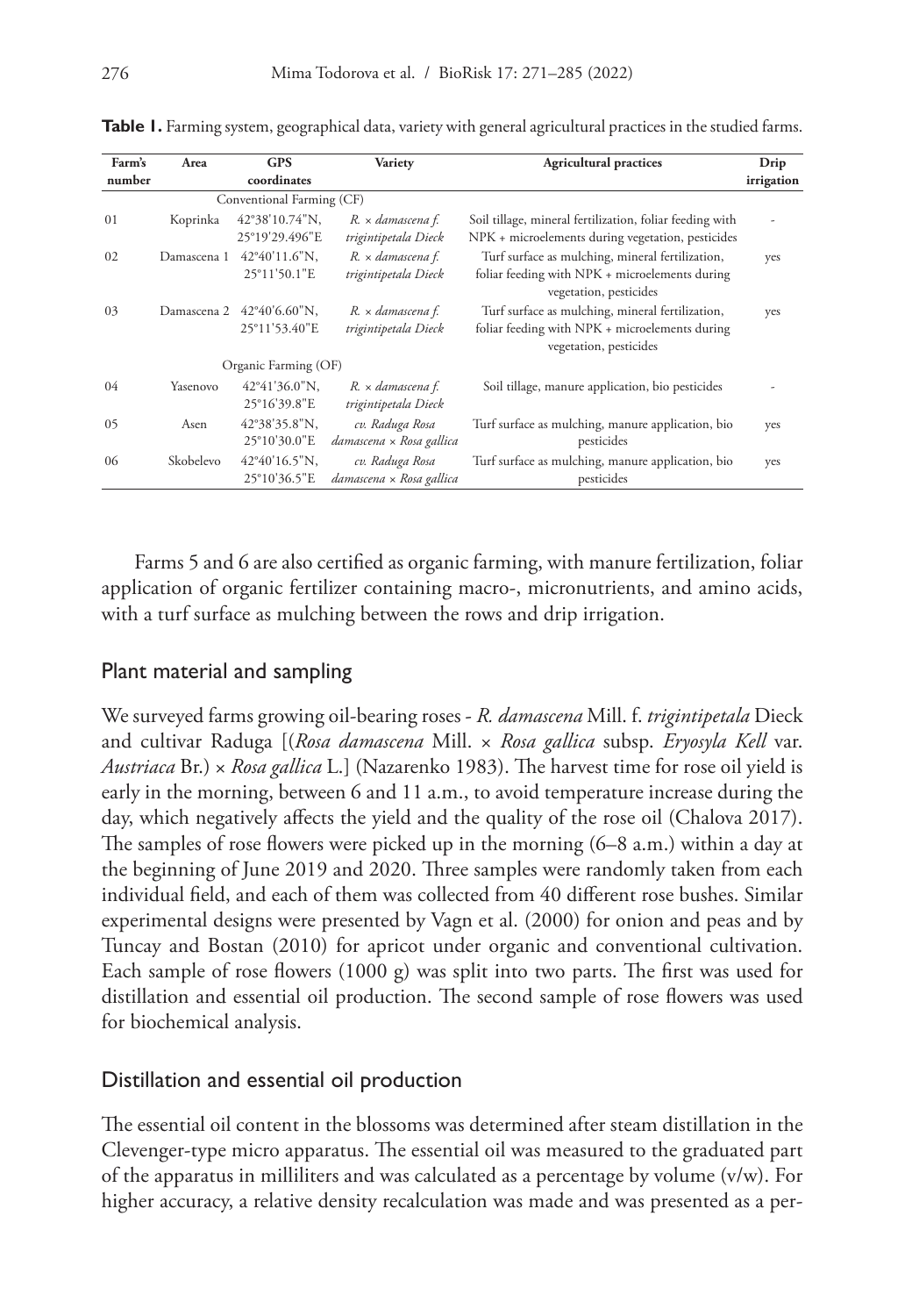**Table 1.** Farming system, geographical data, variety with general agricultural practices in the studied farms.

| Farm's number | Area | GPS coordinates | Variety | Agricultural practices | Drip irrigation |
|---|---|---|---|---|---|
| Conventional Farming (CF) | | | | | |
| 01 | Koprinka | 42°38'10.74"N, 25°19'29.496"E | *R.* × *damascena f. trigintipetala* Dieck | Soil tillage, mineral fertilization, foliar feeding with NPK + microelements during vegetation, pesticides | - |
| 02 | Damascena 1 | 42°40'11.6"N, 25°11'50.1"E | *R.* × *damascena f. trigintipetala* Dieck | Turf surface as mulching, mineral fertilization, foliar feeding with NPK + microelements during vegetation, pesticides | yes |
| 03 | Damascena 2 | 42°40'6.60"N, 25°11'53.40"E | *R.* × *damascena f. trigintipetala* Dieck | Turf surface as mulching, mineral fertilization, foliar feeding with NPK + microelements during vegetation, pesticides | yes |
| Organic Farming (OF) | | | | | |
| 04 | Yasenovo | 42°41'36.0"N, 25°16'39.8"E | *R.* × *damascena f. trigintipetala* Dieck | Soil tillage, manure application, bio pesticides | - |
| 05 | Asen | 42°38'35.8"N, 25°10'30.0"E | *cv.* Raduga *Rosa damascena* × *Rosa gallica* | Turf surface as mulching, manure application, bio pesticides | yes |
| 06 | Skobelevo | 42°40'16.5"N, 25°10'36.5"E | *cv.* Raduga *Rosa damascena* × *Rosa gallica* | Turf surface as mulching, manure application, bio pesticides | yes |

Farms 5 and 6 are also certified as organic farming, with manure fertilization, foliar application of organic fertilizer containing macro-, micronutrients, and amino acids, with a turf surface as mulching between the rows and drip irrigation.

## Plant material and sampling

We surveyed farms growing oil-bearing roses - *R. damascena* Mill. f. *trigintipetala* Dieck and cultivar Raduga [(*Rosa damascena* Mill. × *Rosa gallica* subsp. *Eryosyla Kell* var. *Austriaca* Br.) × *Rosa gallica* L.] (Nazarenko 1983). The harvest time for rose oil yield is early in the morning, between 6 and 11 a.m., to avoid temperature increase during the day, which negatively affects the yield and the quality of the rose oil (Chalova 2017). The samples of rose flowers were picked up in the morning (6–8 a.m.) within a day at the beginning of June 2019 and 2020. Three samples were randomly taken from each individual field, and each of them was collected from 40 different rose bushes. Similar experimental designs were presented by Vagn et al. (2000) for onion and peas and by Tuncay and Bostan (2010) for apricot under organic and conventional cultivation. Each sample of rose flowers (1000 g) was split into two parts. The first was used for distillation and essential oil production. The second sample of rose flowers was used for biochemical analysis.

## Distillation and essential oil production

The essential oil content in the blossoms was determined after steam distillation in the Clevenger-type micro apparatus. The essential oil was measured to the graduated part of the apparatus in milliliters and was calculated as a percentage by volume (v/w). For higher accuracy, a relative density recalculation was made and was presented as a per-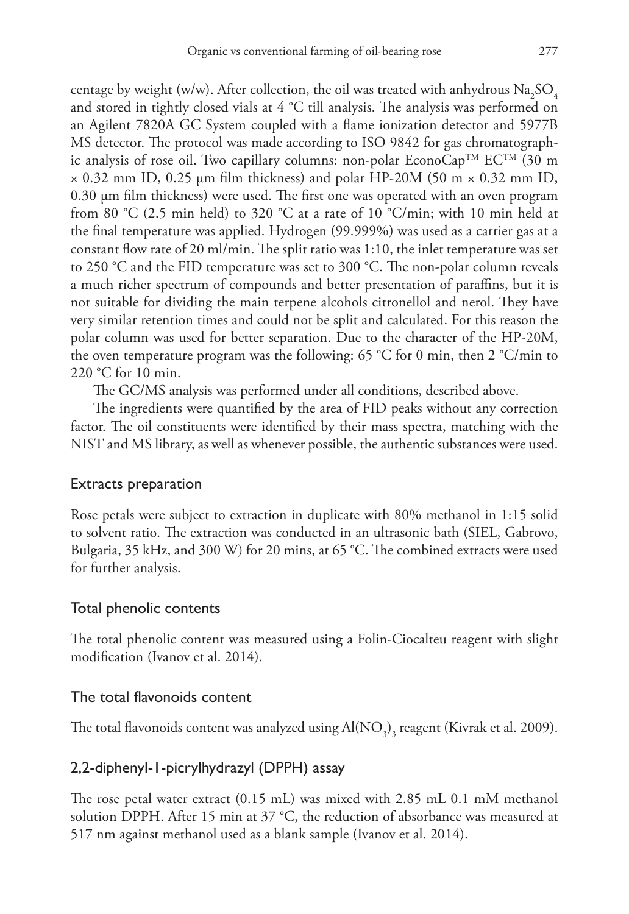centage by weight (w/w). After collection, the oil was treated with anhydrous $Na_2SO_4$ and stored in tightly closed vials at 4 °C till analysis. The analysis was performed on an Agilent 7820A GC System coupled with a flame ionization detector and 5977B MS detector. The protocol was made according to ISO 9842 for gas chromatographic analysis of rose oil. Two capillary columns: non-polar EconoCap™ EC™ (30 m × 0.32 mm ID, 0.25 µm film thickness) and polar HP-20M (50 m × 0.32 mm ID, 0.30 µm film thickness) were used. The first one was operated with an oven program from 80 °C (2.5 min held) to 320 °C at a rate of 10 °C/min; with 10 min held at the final temperature was applied. Hydrogen (99.999%) was used as a carrier gas at a constant flow rate of 20 ml/min. The split ratio was 1:10, the inlet temperature was set to 250 °C and the FID temperature was set to 300 °C. The non-polar column reveals a much richer spectrum of compounds and better presentation of paraffins, but it is not suitable for dividing the main terpene alcohols citronellol and nerol. They have very similar retention times and could not be split and calculated. For this reason the polar column was used for better separation. Due to the character of the HP-20M, the oven temperature program was the following: 65 °C for 0 min, then 2 °C/min to 220 °C for 10 min.

The GC/MS analysis was performed under all conditions, described above.

The ingredients were quantified by the area of FID peaks without any correction factor. The oil constituents were identified by their mass spectra, matching with the NIST and MS library, as well as whenever possible, the authentic substances were used.

## Extracts preparation

Rose petals were subject to extraction in duplicate with 80% methanol in 1:15 solid to solvent ratio. The extraction was conducted in an ultrasonic bath (SIEL, Gabrovo, Bulgaria, 35 kHz, and 300 W) for 20 mins, at 65 °C. The combined extracts were used for further analysis.

## Total phenolic contents

The total phenolic content was measured using a Folin-Ciocalteu reagent with slight modification (Ivanov et al. 2014).

## The total flavonoids content

The total flavonoids content was analyzed using $Al(NO_3)_3$ reagent (Kivrak et al. 2009).

## 2,2-diphenyl-1-picrylhydrazyl (DPPH) assay

The rose petal water extract (0.15 mL) was mixed with 2.85 mL 0.1 mM methanol solution DPPH. After 15 min at 37 °C, the reduction of absorbance was measured at 517 nm against methanol used as a blank sample (Ivanov et al. 2014).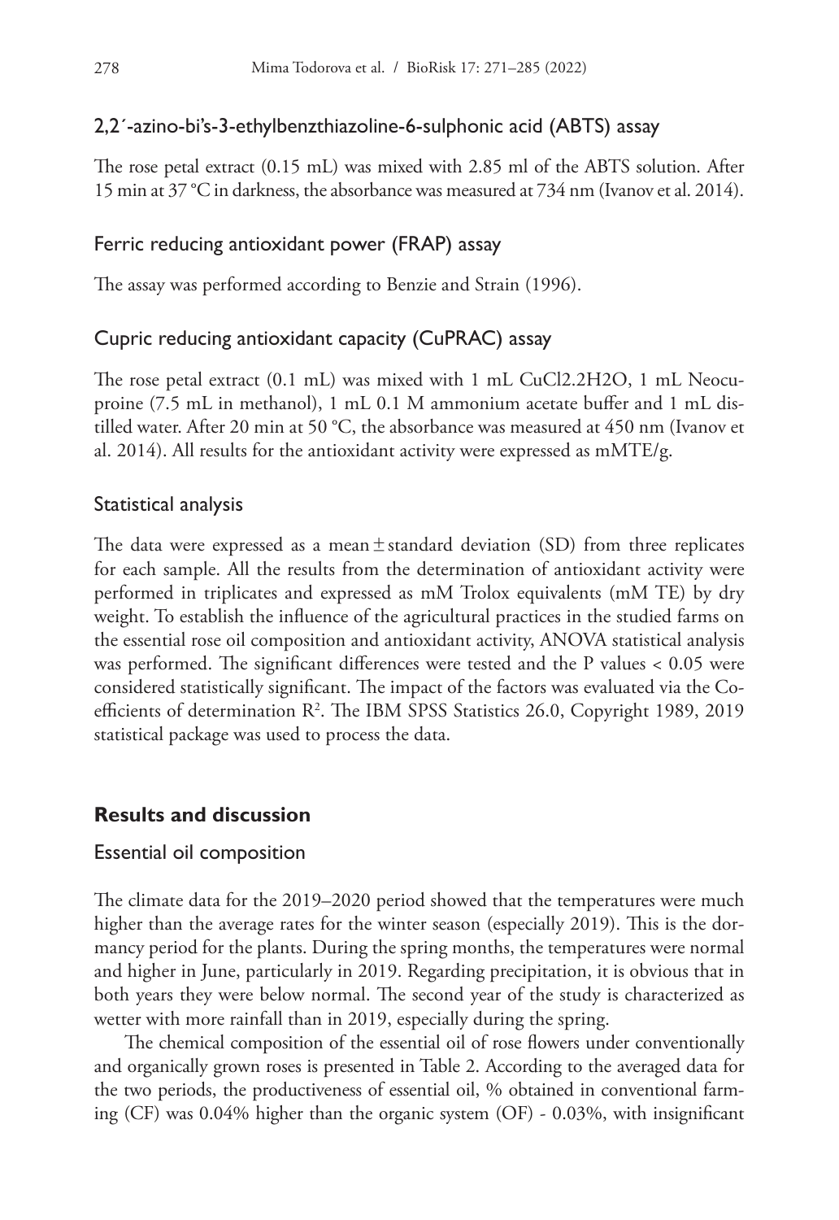### 2,2´-azino-bi's-3-ethylbenzthiazoline-6-sulphonic acid (ABTS) assay

The rose petal extract (0.15 mL) was mixed with 2.85 ml of the ABTS solution. After 15 min at 37 °C in darkness, the absorbance was measured at 734 nm (Ivanov et al. 2014).

### Ferric reducing antioxidant power (FRAP) assay

The assay was performed according to Benzie and Strain (1996).

### Cupric reducing antioxidant capacity (CuPRAC) assay

The rose petal extract (0.1 mL) was mixed with 1 mL CuCl2.2H2O, 1 mL Neocuproine (7.5 mL in methanol), 1 mL 0.1 M ammonium acetate buffer and 1 mL distilled water. After 20 min at 50 °C, the absorbance was measured at 450 nm (Ivanov et al. 2014). All results for the antioxidant activity were expressed as mMTE/g.

### Statistical analysis

The data were expressed as a mean ± standard deviation (SD) from three replicates for each sample. All the results from the determination of antioxidant activity were performed in triplicates and expressed as mM Trolox equivalents (mM TE) by dry weight. To establish the influence of the agricultural practices in the studied farms on the essential rose oil composition and antioxidant activity, ANOVA statistical analysis was performed. The significant differences were tested and the P values < 0.05 were considered statistically significant. The impact of the factors was evaluated via the Coefficients of determination $R^2$. The IBM SPSS Statistics 26.0, Copyright 1989, 2019 statistical package was used to process the data.

## Results and discussion

### Essential oil composition

The climate data for the 2019–2020 period showed that the temperatures were much higher than the average rates for the winter season (especially 2019). This is the dormancy period for the plants. During the spring months, the temperatures were normal and higher in June, particularly in 2019. Regarding precipitation, it is obvious that in both years they were below normal. The second year of the study is characterized as wetter with more rainfall than in 2019, especially during the spring.

The chemical composition of the essential oil of rose flowers under conventionally and organically grown roses is presented in Table 2. According to the averaged data for the two periods, the productiveness of essential oil, % obtained in conventional farming (CF) was 0.04% higher than the organic system (OF) - 0.03%, with insignificant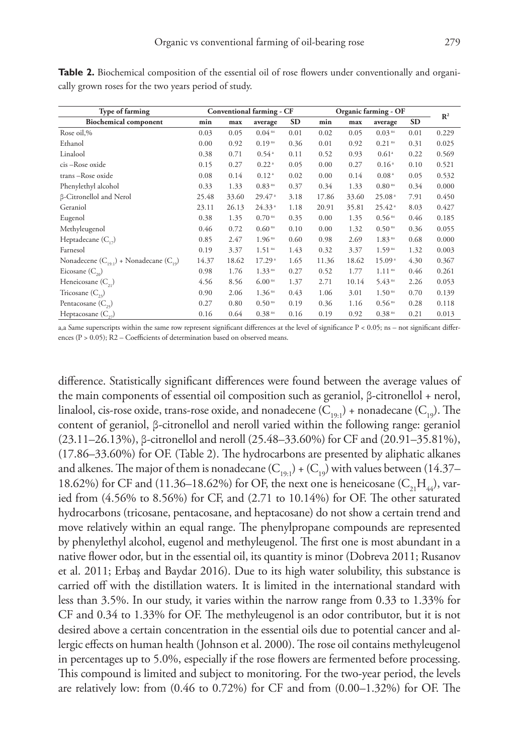**Table 2.** Biochemical composition of the essential oil of rose flowers under conventionally and organically grown roses for the two years period of study.

| Type of farming | Conventional farming - CF | | | | Organic farming - OF | | | | $R^2$ |
|---|---|---|---|---|---|---|---|---|---|
| Biochemical component | min | max | average | SD | min | max | average | SD | |
| Rose oil,% | 0.03 | 0.05 | $0.04^{ns}$ | 0.01 | 0.02 | 0.05 | $0.03^{ns}$ | 0.01 | 0.229 |
| Ethanol | 0.00 | 0.92 | $0.19^{ns}$ | 0.36 | 0.01 | 0.92 | $0.21^{ns}$ | 0.31 | 0.025 |
| Linalool | 0.38 | 0.71 | $0.54^{a}$ | 0.11 | 0.52 | 0.93 | $0.61^{a}$ | 0.22 | 0.569 |
| cis –Rose oxide | 0.15 | 0.27 | $0.22^{a}$ | 0.05 | 0.00 | 0.27 | $0.16^{a}$ | 0.10 | 0.521 |
| trans –Rose oxide | 0.08 | 0.14 | $0.12^{a}$ | 0.02 | 0.00 | 0.14 | $0.08^{a}$ | 0.05 | 0.532 |
| Phenylethyl alcohol | 0.33 | 1.33 | $0.83^{ns}$ | 0.37 | 0.34 | 1.33 | $0.80^{ns}$ | 0.34 | 0.000 |
| β-Citronellol and Nerol | 25.48 | 33.60 | $29.47^{a}$ | 3.18 | 17.86 | 33.60 | $25.08^{a}$ | 7.91 | 0.450 |
| Geraniol | 23.11 | 26.13 | $24.33^{a}$ | 1.18 | 20.91 | 35.81 | $25.42^{a}$ | 8.03 | 0.427 |
| Eugenol | 0.38 | 1.35 | $0.70^{ns}$ | 0.35 | 0.00 | 1.35 | $0.56^{ns}$ | 0.46 | 0.185 |
| Methyleugenol | 0.46 | 0.72 | $0.60^{ns}$ | 0.10 | 0.00 | 1.32 | $0.50^{ns}$ | 0.36 | 0.055 |
| Heptadecane ($C_{17}$) | 0.85 | 2.47 | $1.96^{ns}$ | 0.60 | 0.98 | 2.69 | $1.83^{ns}$ | 0.68 | 0.000 |
| Farnesol | 0.19 | 3.37 | $1.51^{ns}$ | 1.43 | 0.32 | 3.37 | $1.59^{ns}$ | 1.32 | 0.003 |
| Nonadecene ($C_{19:1}$) + Nonadecane ($C_{19}$) | 14.37 | 18.62 | $17.29^{a}$ | 1.65 | 11.36 | 18.62 | $15.09^{a}$ | 4.30 | 0.367 |
| Eicosane ($C_{20}$) | 0.98 | 1.76 | $1.33^{ns}$ | 0.27 | 0.52 | 1.77 | $1.11^{ns}$ | 0.46 | 0.261 |
| Heneicosane ($C_{21}$) | 4.56 | 8.56 | $6.00^{ns}$ | 1.37 | 2.71 | 10.14 | $5.43^{ns}$ | 2.26 | 0.053 |
| Tricosane ($C_{23}$) | 0.90 | 2.06 | $1.36^{ns}$ | 0.43 | 1.06 | 3.01 | $1.50^{ns}$ | 0.70 | 0.139 |
| Pentacosane ($C_{25}$) | 0.27 | 0.80 | $0.50^{ns}$ | 0.19 | 0.36 | 1.16 | $0.56^{ns}$ | 0.28 | 0.118 |
| Heptacosane ($C_{27}$) | 0.16 | 0.64 | $0.38^{ns}$ | 0.16 | 0.19 | 0.92 | $0.38^{ns}$ | 0.21 | 0.013 |

a,a Same superscripts within the same row represent significant differences at the level of significance $P < 0.05$; ns – not significant differences ($P > 0.05$); R2 – Coefficients of determination based on observed means.

difference. Statistically significant differences were found between the average values of the main components of essential oil composition such as geraniol, β-citronellol + nerol, linalool, cis-rose oxide, trans-rose oxide, and nonadecene ($C_{19:1}$) + nonadecane ($C_{19}$). The content of geraniol, β-citronellol and neroll varied within the following range: geraniol (23.11–26.13%), β-citronellol and neroll (25.48–33.60%) for CF and (20.91–35.81%), (17.86–33.60%) for OF. (Table 2). The hydrocarbons are presented by aliphatic alkanes and alkenes. The major of them is nonadecane ($C_{19:1}$) + ($C_{19}$) with values between (14.37–18.62%) for CF and (11.36–18.62%) for OF, the next one is heneicosane ($C_{21}H_{44}$), varied from (4.56% to 8.56%) for CF, and (2.71 to 10.14%) for OF. The other saturated hydrocarbons (tricosane, pentacosane, and heptacosane) do not show a certain trend and move relatively within an equal range. The phenylpropane compounds are represented by phenylethyl alcohol, eugenol and methyleugenol. The first one is most abundant in a native flower odor, but in the essential oil, its quantity is minor (Dobreva 2011; Rusanov et al. 2011; Erbaş and Baydar 2016). Due to its high water solubility, this substance is carried off with the distillation waters. It is limited in the international standard with less than 3.5%. In our study, it varies within the narrow range from 0.33 to 1.33% for CF and 0.34 to 1.33% for OF. The methyleugenol is an odor contributor, but it is not desired above a certain concentration in the essential oils due to potential cancer and allergic effects on human health (Johnson et al. 2000). The rose oil contains methyleugenol in percentages up to 5.0%, especially if the rose flowers are fermented before processing. This compound is limited and subject to monitoring. For the two-year period, the levels are relatively low: from (0.46 to 0.72%) for CF and from (0.00–1.32%) for OF. The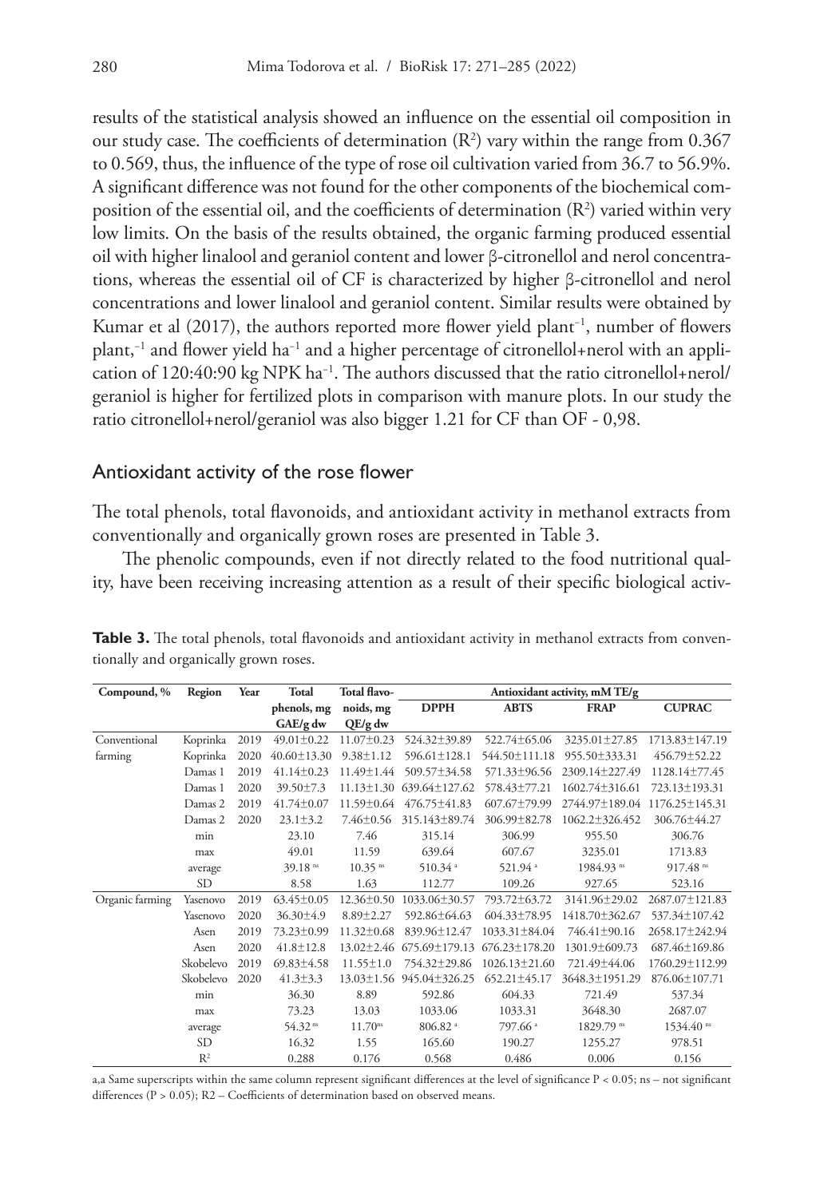results of the statistical analysis showed an influence on the essential oil composition in our study case. The coefficients of determination ($R^2$) vary within the range from 0.367 to 0.569, thus, the influence of the type of rose oil cultivation varied from 36.7 to 56.9%. A significant difference was not found for the other components of the biochemical composition of the essential oil, and the coefficients of determination ($R^2$) varied within very low limits. On the basis of the results obtained, the organic farming produced essential oil with higher linalool and geraniol content and lower β-citronellol and nerol concentrations, whereas the essential oil of CF is characterized by higher β-citronellol and nerol concentrations and lower linalool and geraniol content. Similar results were obtained by Kumar et al (2017), the authors reported more flower yield plant$^{-1}$, number of flowers plant,$^{-1}$ and flower yield ha$^{-1}$ and a higher percentage of citronellol+nerol with an application of 120:40:90 kg NPK ha$^{-1}$. The authors discussed that the ratio citronellol+nerol/geraniol is higher for fertilized plots in comparison with manure plots. In our study the ratio citronellol+nerol/geraniol was also bigger 1.21 for CF than OF - 0,98.

## Antioxidant activity of the rose flower

The total phenols, total flavonoids, and antioxidant activity in methanol extracts from conventionally and organically grown roses are presented in Table 3.

The phenolic compounds, even if not directly related to the food nutritional quality, have been receiving increasing attention as a result of their specific biological activ-

**Table 3.** The total phenols, total flavonoids and antioxidant activity in methanol extracts from conventionally and organically grown roses.

| Compound, % | Region | Year | Total phenols, mg GAE/g dw | Total flavonoids, mg QE/g dw | Antioxidant activity, mM TE/g | | | |
|---|---|---|---|---|---|---|---|---|
| | | | | | DPPH | ABTS | FRAP | CUPRAC |
| Conventional farming | Koprinka | 2019 | 49.01±0.22 | 11.07±0.23 | 524.32±39.89 | 522.74±65.06 | 3235.01±27.85 | 1713.83±147.19 |
| | Koprinka | 2020 | 40.60±13.30 | 9.38±1.12 | 596.61±128.1 | 544.50±111.18 | 955.50±333.31 | 456.79±52.22 |
| | Damas 1 | 2019 | 41.14±0.23 | 11.49±1.44 | 509.57±34.58 | 571.33±96.56 | 2309.14±227.49 | 1128.14±77.45 |
| | Damas 1 | 2020 | 39.50±7.3 | 11.13±1.30 | 639.64±127.62 | 578.43±77.21 | 1602.74±316.61 | 723.13±193.31 |
| | Damas 2 | 2019 | 41.74±0.07 | 11.59±0.64 | 476.75±41.83 | 607.67±79.99 | 2744.97±189.04 | 1176.25±145.31 |
| | Damas 2 | 2020 | 23.1±3.2 | 7.46±0.56 | 315.143±89.74 | 306.99±82.78 | 1062.2±326.452 | 306.76±44.27 |
| | min | | 23.10 | 7.46 | 315.14 | 306.99 | 955.50 | 306.76 |
| | max | | 49.01 | 11.59 | 639.64 | 607.67 | 3235.01 | 1713.83 |
| | average | | 39.18 $^{ns}$ | 10.35 $^{ns}$ | 510.34 $^{a}$ | 521.94 $^{a}$ | 1984.93 $^{ns}$ | 917.48 $^{ns}$ |
| | SD | | 8.58 | 1.63 | 112.77 | 109.26 | 927.65 | 523.16 |
| Organic farming | Yasenovo | 2019 | 63.45±0.05 | 12.36±0.50 | 1033.06±30.57 | 793.72±63.72 | 3141.96±29.02 | 2687.07±121.83 |
| | Yasenovo | 2020 | 36.30±4.9 | 8.89±2.27 | 592.86±64.63 | 604.33±78.95 | 1418.70±362.67 | 537.34±107.42 |
| | Asen | 2019 | 73.23±0.99 | 11.32±0.68 | 839.96±12.47 | 1033.31±84.04 | 746.41±90.16 | 2658.17±242.94 |
| | Asen | 2020 | 41.8±12.8 | 13.02±2.46 | 675.69±179.13 | 676.23±178.20 | 1301.9±609.73 | 687.46±169.86 |
| | Skobelevo | 2019 | 69.83±4.58 | 11.55±1.0 | 754.32±29.86 | 1026.13±21.60 | 721.49±44.06 | 1760.29±112.99 |
| | Skobelevo | 2020 | 41.3±3.3 | 13.03±1.56 | 945.04±326.25 | 652.21±45.17 | 3648.3±1951.29 | 876.06±107.71 |
| | min | | 36.30 | 8.89 | 592.86 | 604.33 | 721.49 | 537.34 |
| | max | | 73.23 | 13.03 | 1033.06 | 1033.31 | 3648.30 | 2687.07 |
| | average | | 54.32 $^{ns}$ | 11.70 $^{ns}$ | 806.82 $^{a}$ | 797.66 $^{a}$ | 1829.79 $^{ns}$ | 1534.40 $^{ns}$ |
| | SD | | 16.32 | 1.55 | 165.60 | 190.27 | 1255.27 | 978.51 |
| | $R^2$ | | 0.288 | 0.176 | 0.568 | 0.486 | 0.006 | 0.156 |

a,a Same superscripts within the same column represent significant differences at the level of significance $P < 0.05$; ns – not significant differences ($P > 0.05$); R2 – Coefficients of determination based on observed means.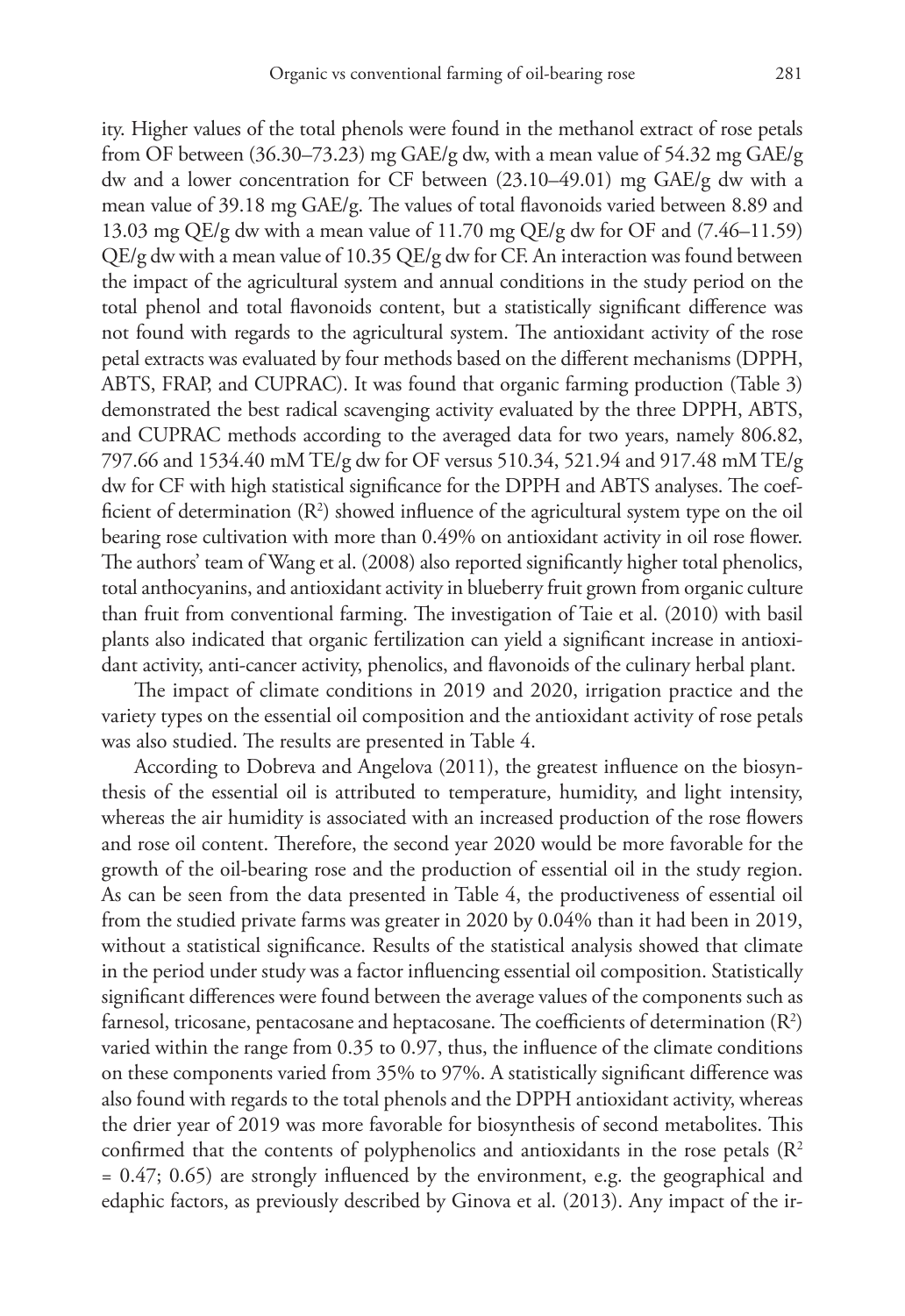ity. Higher values of the total phenols were found in the methanol extract of rose petals from OF between (36.30–73.23) mg GAE/g dw, with a mean value of 54.32 mg GAE/g dw and a lower concentration for CF between (23.10–49.01) mg GAE/g dw with a mean value of 39.18 mg GAE/g. The values of total flavonoids varied between 8.89 and 13.03 mg QE/g dw with a mean value of 11.70 mg QE/g dw for OF and (7.46–11.59) QE/g dw with a mean value of 10.35 QE/g dw for CF. An interaction was found between the impact of the agricultural system and annual conditions in the study period on the total phenol and total flavonoids content, but a statistically significant difference was not found with regards to the agricultural system. The antioxidant activity of the rose petal extracts was evaluated by four methods based on the different mechanisms (DPPH, ABTS, FRAP, and CUPRAC). It was found that organic farming production (Table 3) demonstrated the best radical scavenging activity evaluated by the three DPPH, ABTS, and CUPRAC methods according to the averaged data for two years, namely 806.82, 797.66 and 1534.40 mM TE/g dw for OF versus 510.34, 521.94 and 917.48 mM TE/g dw for CF with high statistical significance for the DPPH and ABTS analyses. The coefficient of determination ($R^2$) showed influence of the agricultural system type on the oil bearing rose cultivation with more than 0.49% on antioxidant activity in oil rose flower. The authors' team of Wang et al. (2008) also reported significantly higher total phenolics, total anthocyanins, and antioxidant activity in blueberry fruit grown from organic culture than fruit from conventional farming. The investigation of Taie et al. (2010) with basil plants also indicated that organic fertilization can yield a significant increase in antioxidant activity, anti-cancer activity, phenolics, and flavonoids of the culinary herbal plant.

The impact of climate conditions in 2019 and 2020, irrigation practice and the variety types on the essential oil composition and the antioxidant activity of rose petals was also studied. The results are presented in Table 4.

According to Dobreva and Angelova (2011), the greatest influence on the biosynthesis of the essential oil is attributed to temperature, humidity, and light intensity, whereas the air humidity is associated with an increased production of the rose flowers and rose oil content. Therefore, the second year 2020 would be more favorable for the growth of the oil-bearing rose and the production of essential oil in the study region. As can be seen from the data presented in Table 4, the productiveness of essential oil from the studied private farms was greater in 2020 by 0.04% than it had been in 2019, without a statistical significance. Results of the statistical analysis showed that climate in the period under study was a factor influencing essential oil composition. Statistically significant differences were found between the average values of the components such as farnesol, tricosane, pentacosane and heptacosane. The coefficients of determination ($R^2$) varied within the range from 0.35 to 0.97, thus, the influence of the climate conditions on these components varied from 35% to 97%. A statistically significant difference was also found with regards to the total phenols and the DPPH antioxidant activity, whereas the drier year of 2019 was more favorable for biosynthesis of second metabolites. This confirmed that the contents of polyphenolics and antioxidants in the rose petals ($R^2$ = 0.47; 0.65) are strongly influenced by the environment, e.g. the geographical and edaphic factors, as previously described by Ginova et al. (2013). Any impact of the ir-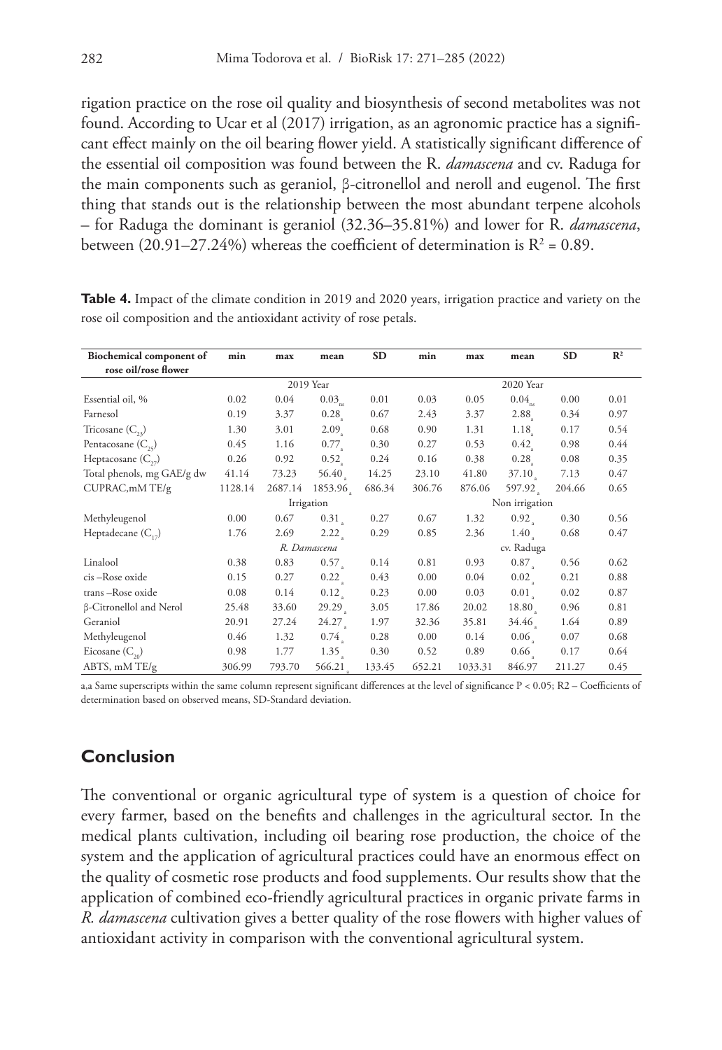rigation practice on the rose oil quality and biosynthesis of second metabolites was not found. According to Ucar et al (2017) irrigation, as an agronomic practice has a significant effect mainly on the oil bearing flower yield. A statistically significant difference of the essential oil composition was found between the R. *damascena* and cv. Raduga for the main components such as geraniol, β-citronellol and neroll and eugenol. The first thing that stands out is the relationship between the most abundant terpene alcohols – for Raduga the dominant is geraniol (32.36–35.81%) and lower for R. *damascena*, between (20.91–27.24%) whereas the coefficient of determination is $R^2 = 0.89$.

**Table 4.** Impact of the climate condition in 2019 and 2020 years, irrigation practice and variety on the rose oil composition and the antioxidant activity of rose petals.

| Biochemical component of rose oil/rose flower | min | max | mean | SD | min | max | mean | SD | $R^2$ |
|---|---|---|---|---|---|---|---|---|---|
| | 2019 Year | | | | 2020 Year | | | | |
| Essential oil, % | 0.02 | 0.04 | $0.03_{ns}$ | 0.01 | 0.03 | 0.05 | $0.04_{ns}$ | 0.00 | 0.01 |
| Farnesol | 0.19 | 3.37 | $0.28_a$ | 0.67 | 2.43 | 3.37 | $2.88_a$ | 0.34 | 0.97 |
| Tricosane ($C_{23}$) | 1.30 | 3.01 | $2.09_a$ | 0.68 | 0.90 | 1.31 | $1.18_a$ | 0.17 | 0.54 |
| Pentacosane ($C_{25}$) | 0.45 | 1.16 | $0.77_a$ | 0.30 | 0.27 | 0.53 | $0.42_a$ | 0.98 | 0.44 |
| Heptacosane ($C_{27}$) | 0.26 | 0.92 | $0.52_a$ | 0.24 | 0.16 | 0.38 | $0.28_a$ | 0.08 | 0.35 |
| Total phenols, mg GAE/g dw | 41.14 | 73.23 | $56.40_a$ | 14.25 | 23.10 | 41.80 | $37.10_a$ | 7.13 | 0.47 |
| CUPRAC,mM TE/g | 1128.14 | 2687.14 | $1853.96_a$ | 686.34 | 306.76 | 876.06 | $597.92_a$ | 204.66 | 0.65 |
| | Irrigation | | | | Non irrigation | | | | |
| Methyleugenol | 0.00 | 0.67 | $0.31_a$ | 0.27 | 0.67 | 1.32 | $0.92_a$ | 0.30 | 0.56 |
| Heptadecane ($C_{17}$) | 1.76 | 2.69 | $2.22_a$ | 0.29 | 0.85 | 2.36 | $1.40_a$ | 0.68 | 0.47 |
| | *R. Damascena* | | | | cv. Raduga | | | | |
| Linalool | 0.38 | 0.83 | $0.57_a$ | 0.14 | 0.81 | 0.93 | $0.87_a$ | 0.56 | 0.62 |
| cis –Rose oxide | 0.15 | 0.27 | $0.22_a$ | 0.43 | 0.00 | 0.04 | $0.02_a$ | 0.21 | 0.88 |
| trans –Rose oxide | 0.08 | 0.14 | $0.12_a$ | 0.23 | 0.00 | 0.03 | $0.01_a$ | 0.02 | 0.87 |
| β-Citronellol and Nerol | 25.48 | 33.60 | $29.29_a$ | 3.05 | 17.86 | 20.02 | $18.80_a$ | 0.96 | 0.81 |
| Geraniol | 20.91 | 27.24 | $24.27_a$ | 1.97 | 32.36 | 35.81 | $34.46_a$ | 1.64 | 0.89 |
| Methyleugenol | 0.46 | 1.32 | $0.74_a$ | 0.28 | 0.00 | 0.14 | $0.06_a$ | 0.07 | 0.68 |
| Eicosane ($C_{20}$) | 0.98 | 1.77 | $1.35_a$ | 0.30 | 0.52 | 0.89 | $0.66_a$ | 0.17 | 0.64 |
| ABTS, mM TE/g | 306.99 | 793.70 | $566.21_a$ | 133.45 | 652.21 | 1033.31 | 846.97 | 211.27 | 0.45 |

a,a Same superscripts within the same column represent significant differences at the level of significance $P < 0.05$; R2 – Coefficients of determination based on observed means, SD-Standard deviation.

## Conclusion

The conventional or organic agricultural type of system is a question of choice for every farmer, based on the benefits and challenges in the agricultural sector. In the medical plants cultivation, including oil bearing rose production, the choice of the system and the application of agricultural practices could have an enormous effect on the quality of cosmetic rose products and food supplements. Our results show that the application of combined eco-friendly agricultural practices in organic private farms in *R. damascena* cultivation gives a better quality of the rose flowers with higher values of antioxidant activity in comparison with the conventional agricultural system.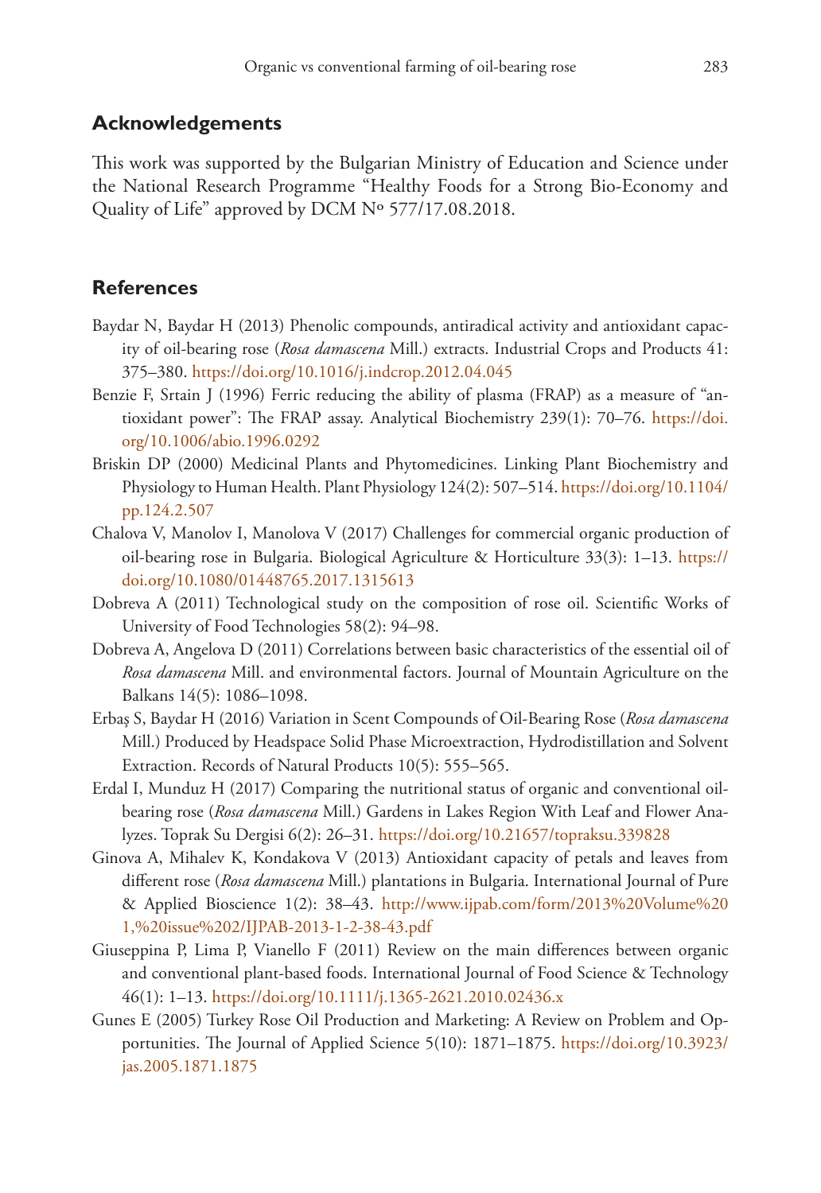## Acknowledgements

This work was supported by the Bulgarian Ministry of Education and Science under the National Research Programme "Healthy Foods for a Strong Bio-Economy and Quality of Life" approved by DCM Nº 577/17.08.2018.

## References

Baydar N, Baydar H (2013) Phenolic compounds, antiradical activity and antioxidant capacity of oil-bearing rose (*Rosa damascena* Mill.) extracts. Industrial Crops and Products 41: 375–380. https://doi.org/10.1016/j.indcrop.2012.04.045

Benzie F, Srtain J (1996) Ferric reducing the ability of plasma (FRAP) as a measure of "antioxidant power": The FRAP assay. Analytical Biochemistry 239(1): 70–76. https://doi.org/10.1006/abio.1996.0292

Briskin DP (2000) Medicinal Plants and Phytomedicines. Linking Plant Biochemistry and Physiology to Human Health. Plant Physiology 124(2): 507–514. https://doi.org/10.1104/pp.124.2.507

Chalova V, Manolov I, Manolova V (2017) Challenges for commercial organic production of oil-bearing rose in Bulgaria. Biological Agriculture & Horticulture 33(3): 1–13. https://doi.org/10.1080/01448765.2017.1315613

Dobreva A (2011) Technological study on the composition of rose oil. Scientific Works of University of Food Technologies 58(2): 94–98.

Dobreva A, Angelova D (2011) Correlations between basic characteristics of the essential oil of *Rosa damascena* Mill. and environmental factors. Journal of Mountain Agriculture on the Balkans 14(5): 1086–1098.

Erbaş S, Baydar H (2016) Variation in Scent Compounds of Oil-Bearing Rose (*Rosa damascena* Mill.) Produced by Headspace Solid Phase Microextraction, Hydrodistillation and Solvent Extraction. Records of Natural Products 10(5): 555–565.

Erdal I, Munduz H (2017) Comparing the nutritional status of organic and conventional oil-bearing rose (*Rosa damascena* Mill.) Gardens in Lakes Region With Leaf and Flower Analyzes. Toprak Su Dergisi 6(2): 26–31. https://doi.org/10.21657/topraksu.339828

Ginova A, Mihalev K, Kondakova V (2013) Antioxidant capacity of petals and leaves from different rose (*Rosa damascena* Mill.) plantations in Bulgaria. International Journal of Pure & Applied Bioscience 1(2): 38–43. http://www.ijpab.com/form/2013%20Volume%201,%20issue%202/IJPAB-2013-1-2-38-43.pdf

Giuseppina P, Lima P, Vianello F (2011) Review on the main differences between organic and conventional plant-based foods. International Journal of Food Science & Technology 46(1): 1–13. https://doi.org/10.1111/j.1365-2621.2010.02436.x

Gunes E (2005) Turkey Rose Oil Production and Marketing: A Review on Problem and Opportunities. The Journal of Applied Science 5(10): 1871–1875. https://doi.org/10.3923/jas.2005.1871.1875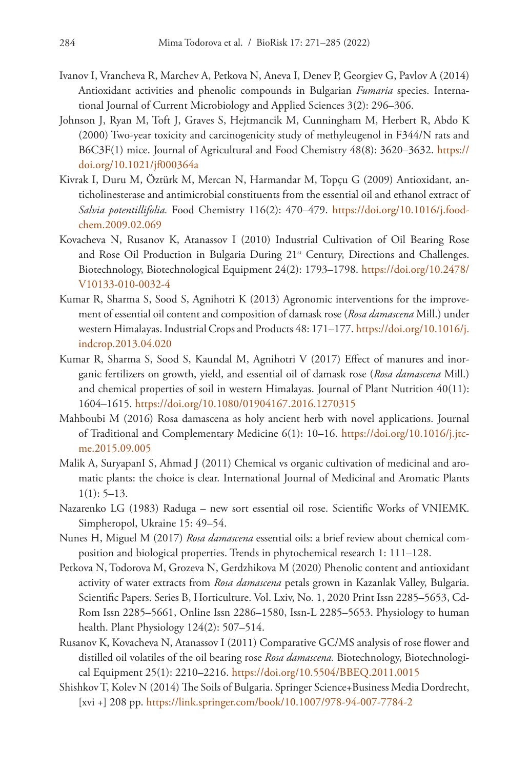Ivanov I, Vrancheva R, Marchev A, Petkova N, Aneva I, Denev P, Georgiev G, Pavlov A (2014) Antioxidant activities and phenolic compounds in Bulgarian *Fumaria* species. International Journal of Current Microbiology and Applied Sciences 3(2): 296–306.

Johnson J, Ryan M, Toft J, Graves S, Hejtmancik M, Cunningham M, Herbert R, Abdo K (2000) Two-year toxicity and carcinogenicity study of methyleugenol in F344/N rats and B6C3F(1) mice. Journal of Agricultural and Food Chemistry 48(8): 3620–3632. https://doi.org/10.1021/jf000364a

Kivrak I, Duru M, Öztürk M, Mercan N, Harmandar M, Topçu G (2009) Antioxidant, anticholinesterase and antimicrobial constituents from the essential oil and ethanol extract of *Salvia potentillifolia.* Food Chemistry 116(2): 470–479. https://doi.org/10.1016/j.foodchem.2009.02.069

Kovacheva N, Rusanov K, Atanassov I (2010) Industrial Cultivation of Oil Bearing Rose and Rose Oil Production in Bulgaria During 21st Century, Directions and Challenges. Biotechnology, Biotechnological Equipment 24(2): 1793–1798. https://doi.org/10.2478/V10133-010-0032-4

Kumar R, Sharma S, Sood S, Agnihotri K (2013) Agronomic interventions for the improvement of essential oil content and composition of damask rose (*Rosa damascena* Mill.) under western Himalayas. Industrial Crops and Products 48: 171–177. https://doi.org/10.1016/j.indcrop.2013.04.020

Kumar R, Sharma S, Sood S, Kaundal M, Agnihotri V (2017) Effect of manures and inorganic fertilizers on growth, yield, and essential oil of damask rose (*Rosa damascena* Mill.) and chemical properties of soil in western Himalayas. Journal of Plant Nutrition 40(11): 1604–1615. https://doi.org/10.1080/01904167.2016.1270315

Mahboubi M (2016) Rosa damascena as holy ancient herb with novel applications. Journal of Traditional and Complementary Medicine 6(1): 10–16. https://doi.org/10.1016/j.jtcme.2015.09.005

Malik A, SuryapanI S, Ahmad J (2011) Chemical vs organic cultivation of medicinal and aromatic plants: the choice is clear. International Journal of Medicinal and Aromatic Plants 1(1): 5–13.

Nazarenko LG (1983) Raduga – new sort essential oil rose. Scientific Works of VNIEMK. Simpheropol, Ukraine 15: 49–54.

Nunes H, Miguel M (2017) *Rosa damascena* essential oils: a brief review about chemical composition and biological properties. Trends in phytochemical research 1: 111–128.

Petkova N, Todorova M, Grozeva N, Gerdzhikova M (2020) Phenolic content and antioxidant activity of water extracts from *Rosa damascena* petals grown in Kazanlak Valley, Bulgaria. Scientific Papers. Series B, Horticulture. Vol. Lxiv, No. 1, 2020 Print Issn 2285–5653, Cd-Rom Issn 2285–5661, Online Issn 2286–1580, Issn-L 2285–5653. Physiology to human health. Plant Physiology 124(2): 507–514.

Rusanov K, Kovacheva N, Atanassov I (2011) Comparative GC/MS analysis of rose flower and distilled oil volatiles of the oil bearing rose *Rosa damascena.* Biotechnology, Biotechnological Equipment 25(1): 2210–2216. https://doi.org/10.5504/BBEQ.2011.0015

Shishkov T, Kolev N (2014) The Soils of Bulgaria. Springer Science+Business Media Dordrecht, [xvi +] 208 pp. https://link.springer.com/book/10.1007/978-94-007-7784-2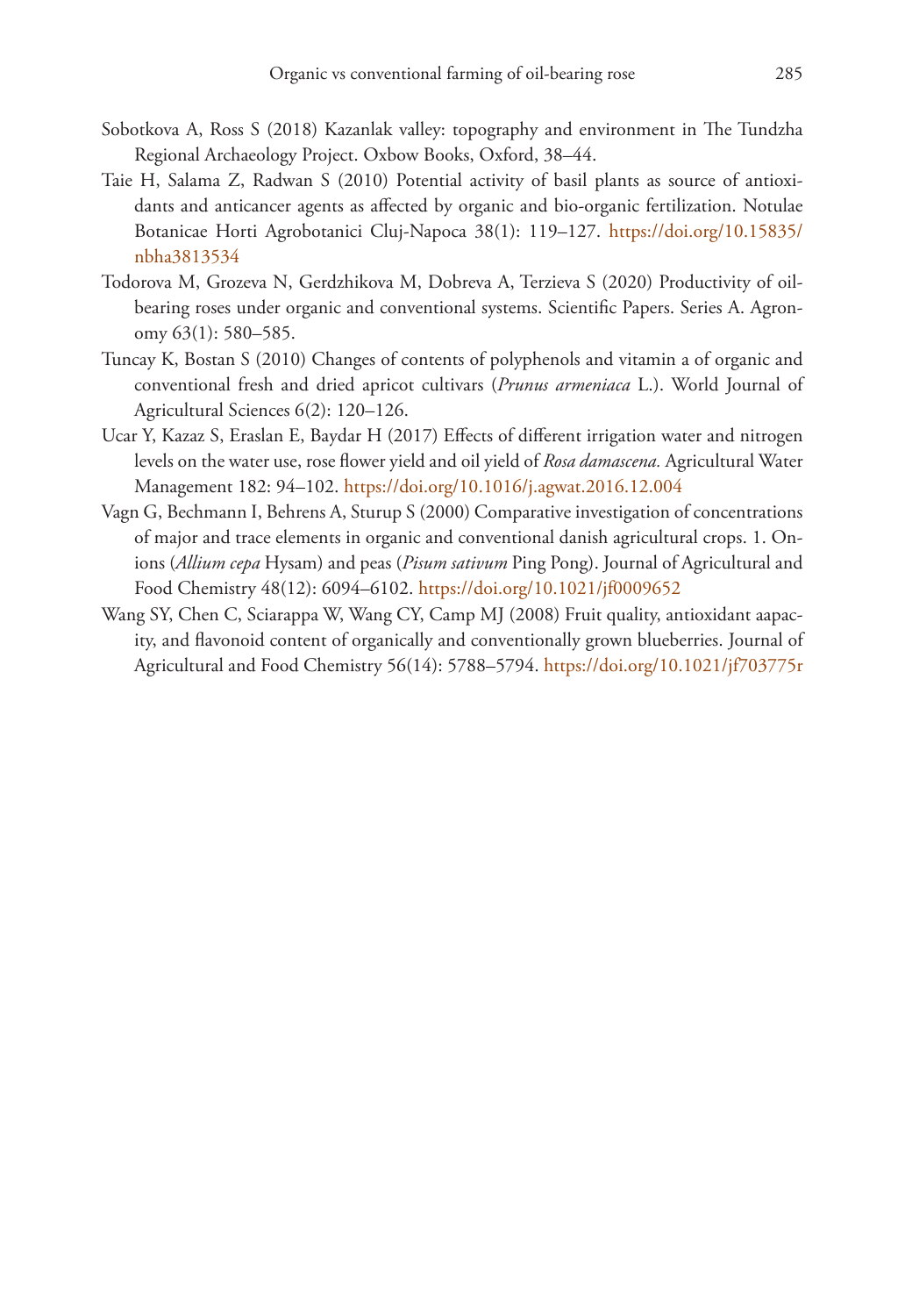Sobotkova A, Ross S (2018) Kazanlak valley: topography and environment in The Tundzha Regional Archaeology Project. Oxbow Books, Oxford, 38–44.

Taie H, Salama Z, Radwan S (2010) Potential activity of basil plants as source of antioxidants and anticancer agents as affected by organic and bio-organic fertilization. Notulae Botanicae Horti Agrobotanici Cluj-Napoca 38(1): 119–127. https://doi.org/10.15835/nbha3813534

Todorova M, Grozeva N, Gerdzhikova M, Dobreva A, Terzieva S (2020) Productivity of oil-bearing roses under organic and conventional systems. Scientific Papers. Series A. Agronomy 63(1): 580–585.

Tuncay K, Bostan S (2010) Changes of contents of polyphenols and vitamin a of organic and conventional fresh and dried apricot cultivars (*Prunus armeniaca* L.). World Journal of Agricultural Sciences 6(2): 120–126.

Ucar Y, Kazaz S, Eraslan E, Baydar H (2017) Effects of different irrigation water and nitrogen levels on the water use, rose flower yield and oil yield of *Rosa damascena.* Agricultural Water Management 182: 94–102. https://doi.org/10.1016/j.agwat.2016.12.004

Vagn G, Bechmann I, Behrens A, Sturup S (2000) Comparative investigation of concentrations of major and trace elements in organic and conventional danish agricultural crops. 1. Onions (*Allium cepa* Hysam) and peas (*Pisum sativum* Ping Pong). Journal of Agricultural and Food Chemistry 48(12): 6094–6102. https://doi.org/10.1021/jf0009652

Wang SY, Chen C, Sciarappa W, Wang CY, Camp MJ (2008) Fruit quality, antioxidant aapacity, and flavonoid content of organically and conventionally grown blueberries. Journal of Agricultural and Food Chemistry 56(14): 5788–5794. https://doi.org/10.1021/jf703775r